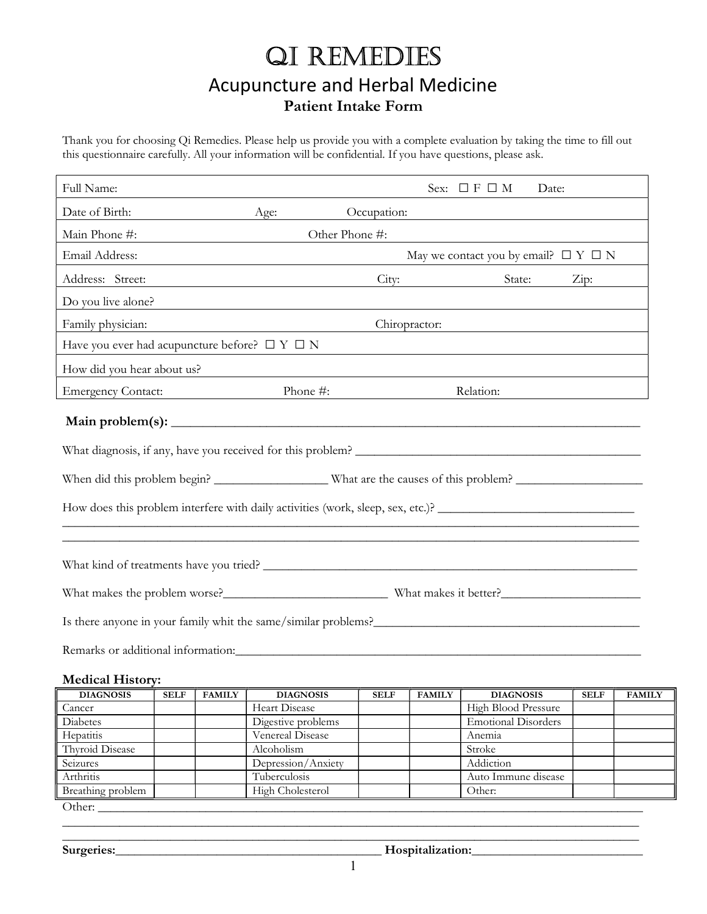# Qi Remedies

## Acupuncture and Herbal Medicine

### Patient Intake Form

Thank you for choosing Qi Remedies. Please help us provide you with a complete evaluation by taking the time to fill out this questionnaire carefully. All your information will be confidential. If you have questions, please ask.

| | | |
|---|---|---|
| Full Name: | Sex: ☐ F ☐ M | Date: |
| Date of Birth: Age: | Occupation: | |
| Main Phone #: | Other Phone #: | |
| Email Address: | May we contact you by email? ☐ Y ☐ N | |
| Address: Street: | City: | State: Zip: |
| Do you live alone? | | |
| Family physician: | Chiropractor: | |
| Have you ever had acupuncture before? ☐ Y ☐ N | | |
| How did you hear about us? | | |
| Emergency Contact: | Phone #: | Relation: |

**Main problem(s):** ______________________________________________________________________

What diagnosis, if any, have you received for this problem? _____________________________________________

When did this problem begin? _________________ What are the causes of this problem? ___________________

How does this problem interfere with daily activities (work, sleep, sex, etc.)? ______________________________
_____________________________________________________________________________________________
_____________________________________________________________________________________________

What kind of treatments have you tried? ____________________________________________________________

What makes the problem worse?__________________________ What makes it better?______________________

Is there anyone in your family whit the same/similar problems?__________________________________________

Remarks or additional information:_________________________________________________________________

**Medical History:**

| DIAGNOSIS | SELF | FAMILY | DIAGNOSIS | SELF | FAMILY | DIAGNOSIS | SELF | FAMILY |
|---|---|---|---|---|---|---|---|---|
| Cancer | | | Heart Disease | | | High Blood Pressure | | |
| Diabetes | | | Digestive problems | | | Emotional Disorders | | |
| Hepatitis | | | Venereal Disease | | | Anemia | | |
| Thyroid Disease | | | Alcoholism | | | Stroke | | |
| Seizures | | | Depression/Anxiety | | | Addiction | | |
| Arthritis | | | Tuberculosis | | | Auto Immune disease | | |
| Breathing problem | | | High Cholesterol | | | Other: | | |

Other: ________________________________________________________________________________________
_____________________________________________________________________________________________
_____________________________________________________________________________________________

**Surgeries:**__________________________________________ **Hospitalization:**__________________________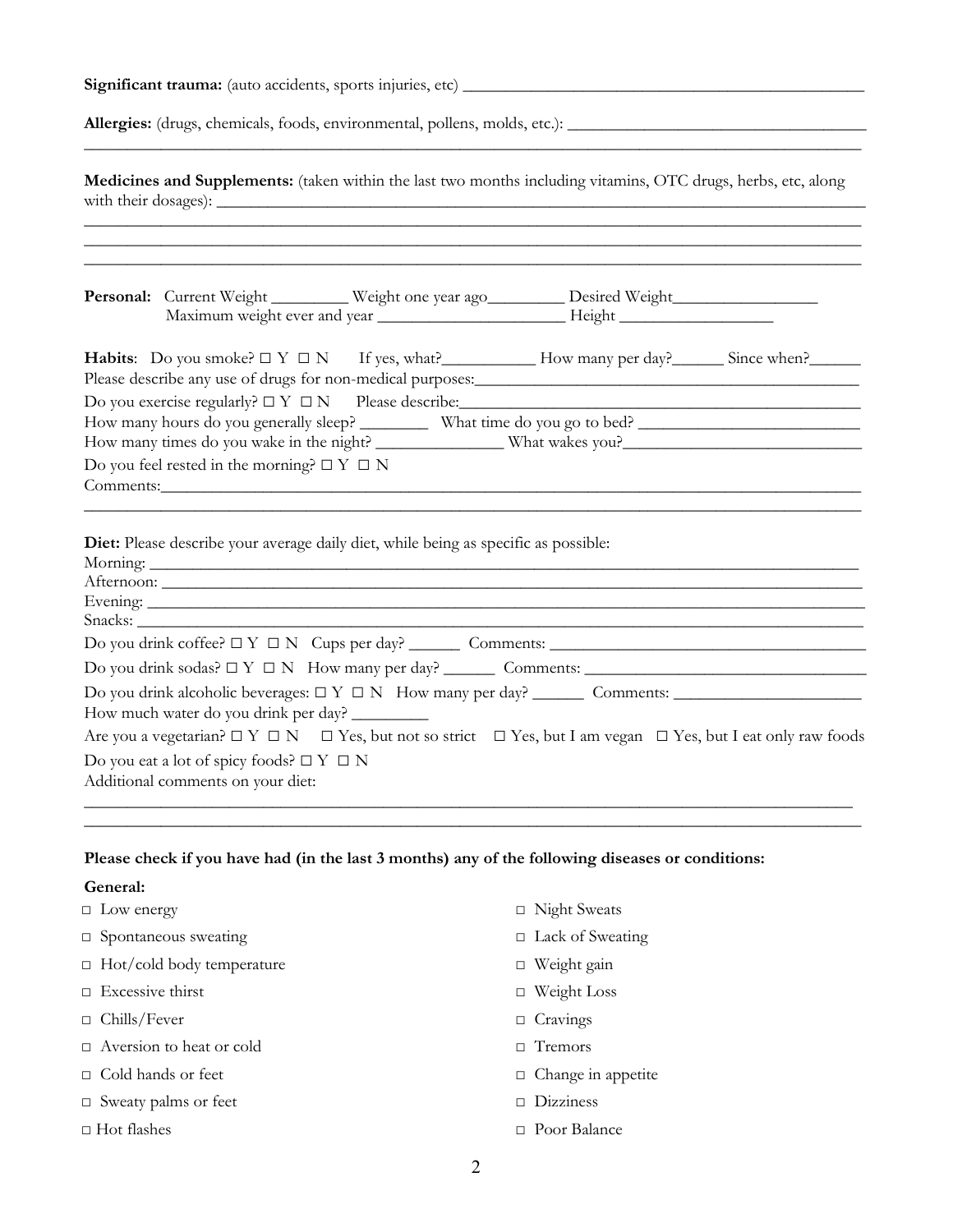**Significant trauma:** (auto accidents, sports injuries, etc) ______________________________________________

**Allergies:** (drugs, chemicals, foods, environmental, pollens, molds, etc.): ___________________________________
_____________________________________________________________________________________________

**Medicines and Supplements:** (taken within the last two months including vitamins, OTC drugs, herbs, etc, along with their dosages): _____________________________________________________________________________
_____________________________________________________________________________________________
_____________________________________________________________________________________________
_____________________________________________________________________________________________

**Personal:** Current Weight _________ Weight one year ago_________ Desired Weight_________________
Maximum weight ever and year _______________________ Height __________________

**Habits**: Do you smoke? ☐ Y ☐ N If yes, what?___________ How many per day?______ Since when?______
Please describe any use of drugs for non-medical purposes:_____________________________________________
Do you exercise regularly? ☐ Y ☐ N Please describe:_________________________________________________
How many hours do you generally sleep? ________ What time do you go to bed? __________________________
How many times do you wake in the night? _______________ What wakes you?____________________________
Do you feel rested in the morning? ☐ Y ☐ N
Comments:____________________________________________________________________________________
_____________________________________________________________________________________________

**Diet:** Please describe your average daily diet, while being as specific as possible:
Morning: ______________________________________________________________________________________
Afternoon: _____________________________________________________________________________________
Evening: ______________________________________________________________________________________
Snacks: _______________________________________________________________________________________
Do you drink coffee? ☐ Y ☐ N Cups per day? ______ Comments: ______________________________________
Do you drink sodas? ☐ Y ☐ N How many per day? ______ Comments: ___________________________________
Do you drink alcoholic beverages: ☐ Y ☐ N How many per day? ______ Comments: _______________________
How much water do you drink per day? _________
Are you a vegetarian? ☐ Y ☐ N ☐ Yes, but not so strict ☐ Yes, but I am vegan ☐ Yes, but I eat only raw foods
Do you eat a lot of spicy foods? ☐ Y ☐ N
Additional comments on your diet:
_____________________________________________________________________________________________
_____________________________________________________________________________________________

**Please check if you have had (in the last 3 months) any of the following diseases or conditions:**

**General:**

- ☐ Low energy
- ☐ Spontaneous sweating
- ☐ Hot/cold body temperature
- ☐ Excessive thirst
- ☐ Chills/Fever
- ☐ Aversion to heat or cold
- ☐ Cold hands or feet
- ☐ Sweaty palms or feet
- ☐ Hot flashes
- ☐ Night Sweats
- ☐ Lack of Sweating
- ☐ Weight gain
- ☐ Weight Loss
- ☐ Cravings
- ☐ Tremors
- ☐ Change in appetite
- ☐ Dizziness
- ☐ Poor Balance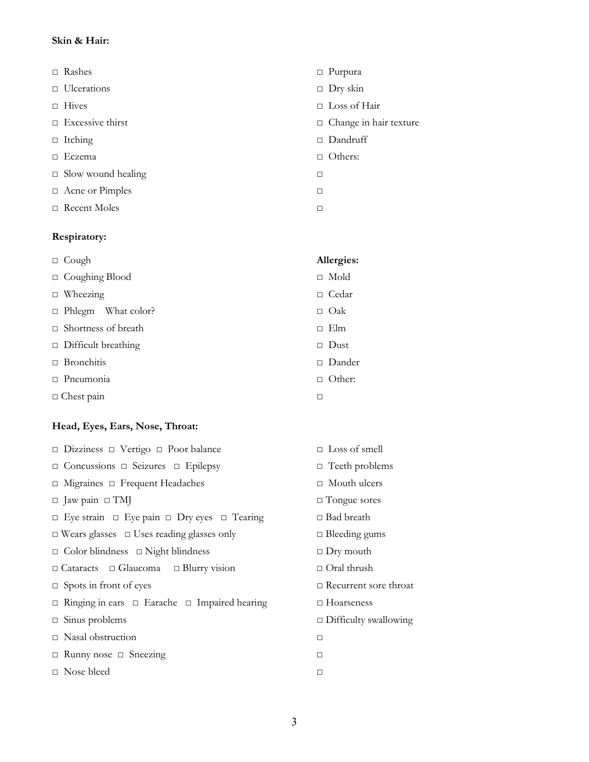**Skin & Hair:**

- □ Rashes
- □ Ulcerations
- □ Hives
- □ Excessive thirst
- □ Itching
- □ Eczema
- □ Slow wound healing
- □ Acne or Pimples
- □ Recent Moles
- □ Purpura
- □ Dry skin
- □ Loss of Hair
- □ Change in hair texture
- □ Dandruff
- □ Others:
- □
- □
- □

**Respiratory:**

- □ Cough
- □ Coughing Blood
- □ Wheezing
- □ Phlegm What color?
- □ Shortness of breath
- □ Difficult breathing
- □ Bronchitis
- □ Pneumonia
- □ Chest pain

**Allergies:**

- □ Mold
- □ Cedar
- □ Oak
- □ Elm
- □ Dust
- □ Dander
- □ Other:
- □

**Head, Eyes, Ears, Nose, Throat:**

- □ Dizziness □ Vertigo □ Poor balance
- □ Concussions □ Seizures □ Epilepsy
- □ Migraines □ Frequent Headaches
- □ Jaw pain □ TMJ
- □ Eye strain □ Eye pain □ Dry eyes □ Tearing
- □ Wears glasses □ Uses reading glasses only
- □ Color blindness □ Night blindness
- □ Cataracts □ Glaucoma □ Blurry vision
- □ Spots in front of eyes
- □ Ringing in ears □ Earache □ Impaired hearing
- □ Sinus problems
- □ Nasal obstruction
- □ Runny nose □ Sneezing
- □ Nose bleed
- □ Loss of smell
- □ Teeth problems
- □ Mouth ulcers
- □ Tongue sores
- □ Bad breath
- □ Bleeding gums
- □ Dry mouth
- □ Oral thrush
- □ Recurrent sore throat
- □ Hoarseness
- □ Difficulty swallowing
- □
- □
- □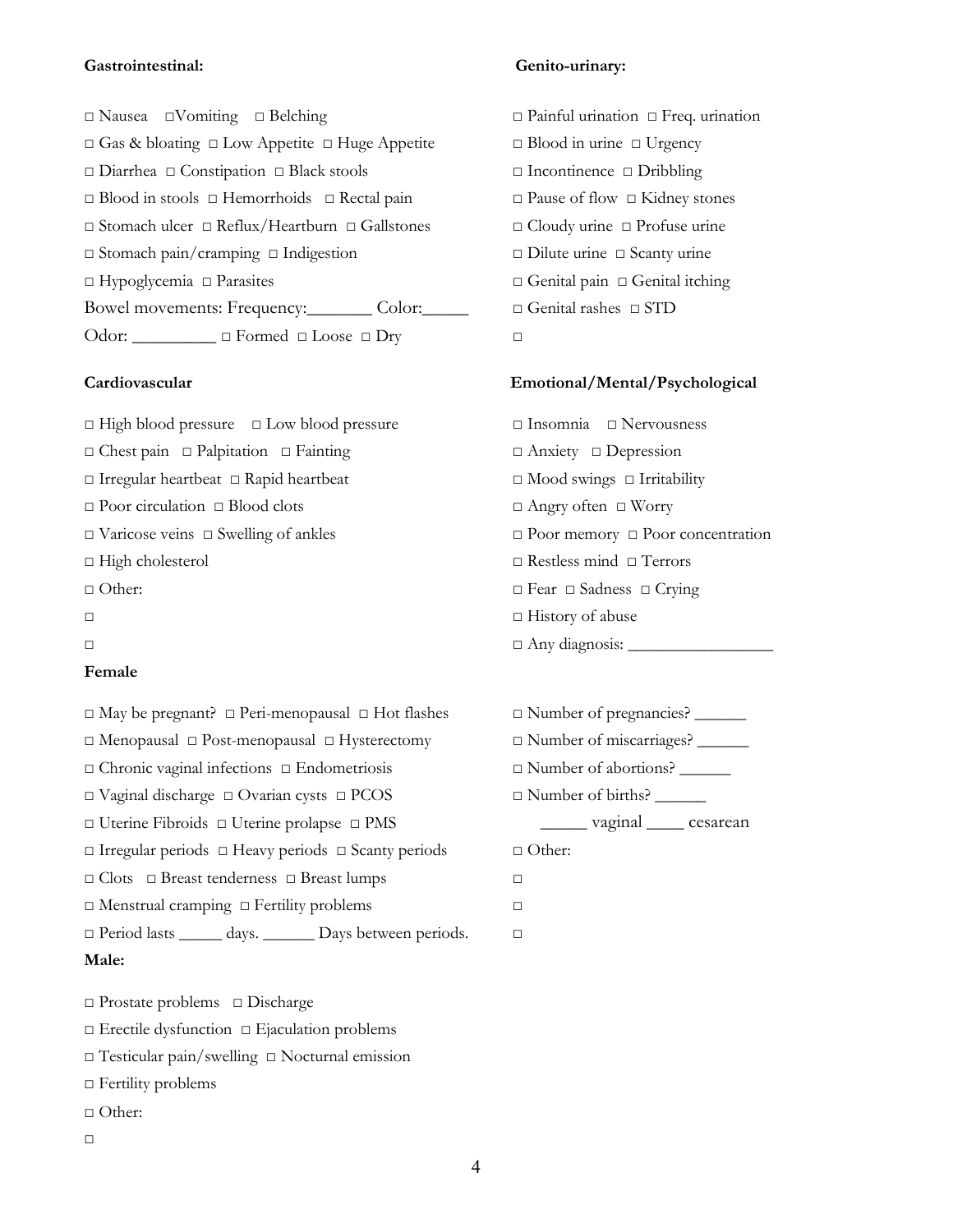**Gastrointestinal:**

□ Nausea □Vomiting □ Belching
□ Gas & bloating □ Low Appetite □ Huge Appetite
□ Diarrhea □ Constipation □ Black stools
□ Blood in stools □ Hemorrhoids □ Rectal pain
□ Stomach ulcer □ Reflux/Heartburn □ Gallstones
□ Stomach pain/cramping □ Indigestion
□ Hypoglycemia □ Parasites
Bowel movements: Frequency:_______ Color:_____
Odor: _________ □ Formed □ Loose □ Dry

**Genito-urinary:**

□ Painful urination □ Freq. urination
□ Blood in urine □ Urgency
□ Incontinence □ Dribbling
□ Pause of flow □ Kidney stones
□ Cloudy urine □ Profuse urine
□ Dilute urine □ Scanty urine
□ Genital pain □ Genital itching
□ Genital rashes □ STD
□

**Cardiovascular**

□ High blood pressure □ Low blood pressure
□ Chest pain □ Palpitation □ Fainting
□ Irregular heartbeat □ Rapid heartbeat
□ Poor circulation □ Blood clots
□ Varicose veins □ Swelling of ankles
□ High cholesterol
□ Other:
□
□

**Emotional/Mental/Psychological**

□ Insomnia □ Nervousness
□ Anxiety □ Depression
□ Mood swings □ Irritability
□ Angry often □ Worry
□ Poor memory □ Poor concentration
□ Restless mind □ Terrors
□ Fear □ Sadness □ Crying
□ History of abuse
□ Any diagnosis: _________________

**Female**

□ May be pregnant? □ Peri-menopausal □ Hot flashes
□ Menopausal □ Post-menopausal □ Hysterectomy
□ Chronic vaginal infections □ Endometriosis
□ Vaginal discharge □ Ovarian cysts □ PCOS
□ Uterine Fibroids □ Uterine prolapse □ PMS
□ Irregular periods □ Heavy periods □ Scanty periods
□ Clots □ Breast tenderness □ Breast lumps
□ Menstrual cramping □ Fertility problems
□ Period lasts _____ days. ______ Days between periods.

□ Number of pregnancies? ______
□ Number of miscarriages? ______
□ Number of abortions? ______
□ Number of births? ______
_____ vaginal ____ cesarean
□ Other:
□
□
□

**Male:**

□ Prostate problems □ Discharge
□ Erectile dysfunction □ Ejaculation problems
□ Testicular pain/swelling □ Nocturnal emission
□ Fertility problems
□ Other:
□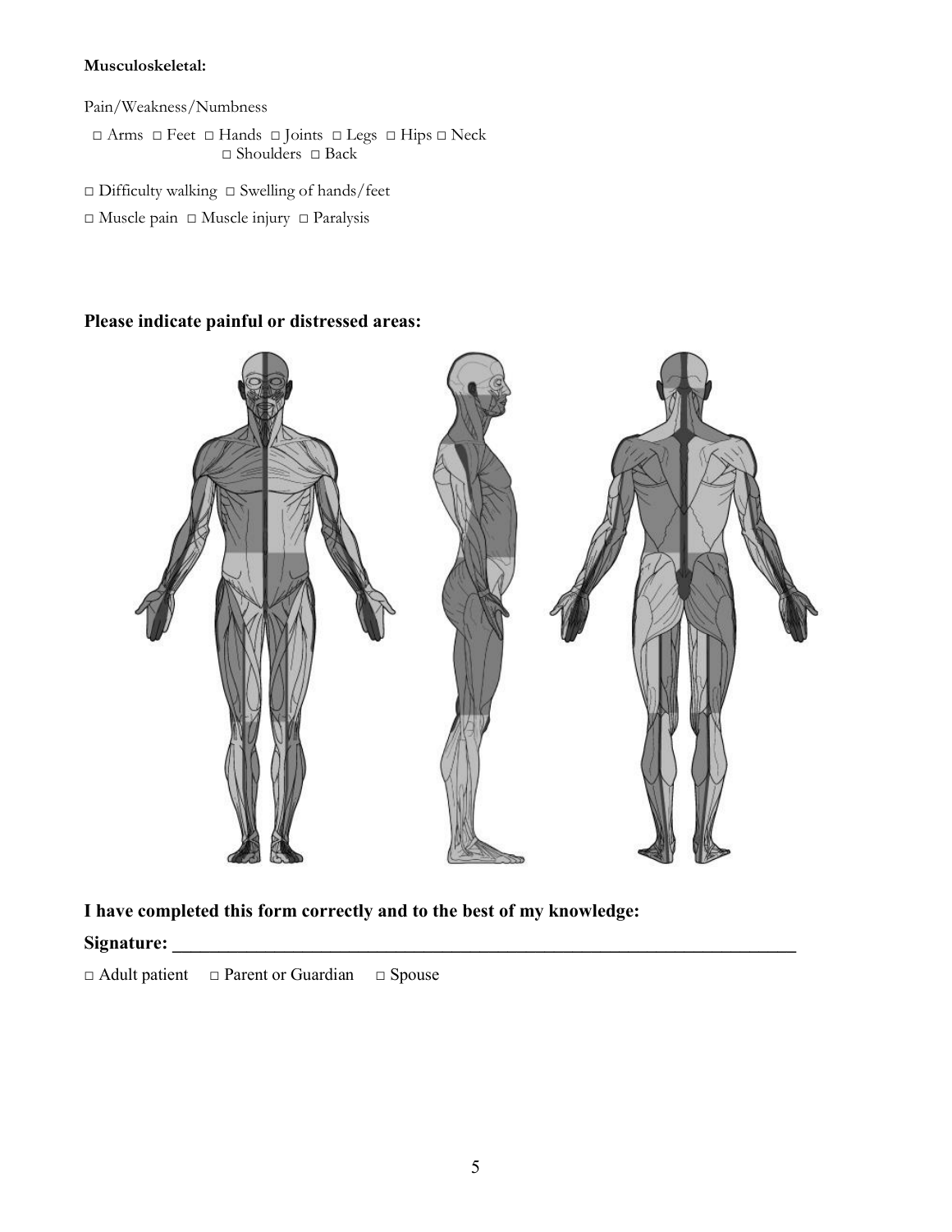**Musculoskeletal:**

Pain/Weakness/Numbness

□ Arms □ Feet □ Hands □ Joints □ Legs □ Hips □ Neck □ Shoulders □ Back

□ Difficulty walking □ Swelling of hands/feet

□ Muscle pain □ Muscle injury □ Paralysis

**Please indicate painful or distressed areas:**

**I have completed this form correctly and to the best of my knowledge:**

**Signature:** ______________________________________________________________________

□ Adult patient □ Parent or Guardian □ Spouse